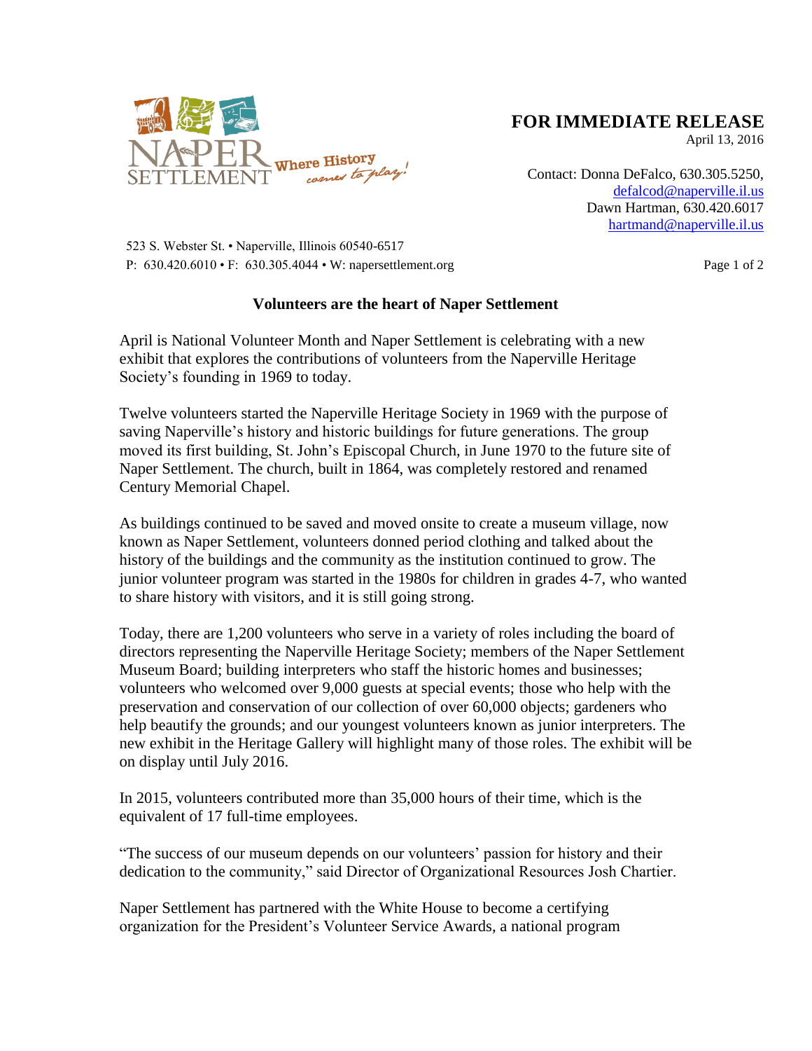NAPER SETTLEMENT Where History comes to play!

**FOR IMMEDIATE RELEASE**
April 13, 2016

Contact: Donna DeFalco, 630.305.5250, defalcod@naperville.il.us
Dawn Hartman, 630.420.6017
hartmand@naperville.il.us

523 S. Webster St. • Naperville, Illinois 60540-6517
P: 630.420.6010 • F: 630.305.4044 • W: napersettlement.org

## Volunteers are the heart of Naper Settlement

April is National Volunteer Month and Naper Settlement is celebrating with a new exhibit that explores the contributions of volunteers from the Naperville Heritage Society's founding in 1969 to today.

Twelve volunteers started the Naperville Heritage Society in 1969 with the purpose of saving Naperville's history and historic buildings for future generations. The group moved its first building, St. John's Episcopal Church, in June 1970 to the future site of Naper Settlement. The church, built in 1864, was completely restored and renamed Century Memorial Chapel.

As buildings continued to be saved and moved onsite to create a museum village, now known as Naper Settlement, volunteers donned period clothing and talked about the history of the buildings and the community as the institution continued to grow. The junior volunteer program was started in the 1980s for children in grades 4-7, who wanted to share history with visitors, and it is still going strong.

Today, there are 1,200 volunteers who serve in a variety of roles including the board of directors representing the Naperville Heritage Society; members of the Naper Settlement Museum Board; building interpreters who staff the historic homes and businesses; volunteers who welcomed over 9,000 guests at special events; those who help with the preservation and conservation of our collection of over 60,000 objects; gardeners who help beautify the grounds; and our youngest volunteers known as junior interpreters. The new exhibit in the Heritage Gallery will highlight many of those roles. The exhibit will be on display until July 2016.

In 2015, volunteers contributed more than 35,000 hours of their time, which is the equivalent of 17 full-time employees.

"The success of our museum depends on our volunteers' passion for history and their dedication to the community," said Director of Organizational Resources Josh Chartier.

Naper Settlement has partnered with the White House to become a certifying organization for the President's Volunteer Service Awards, a national program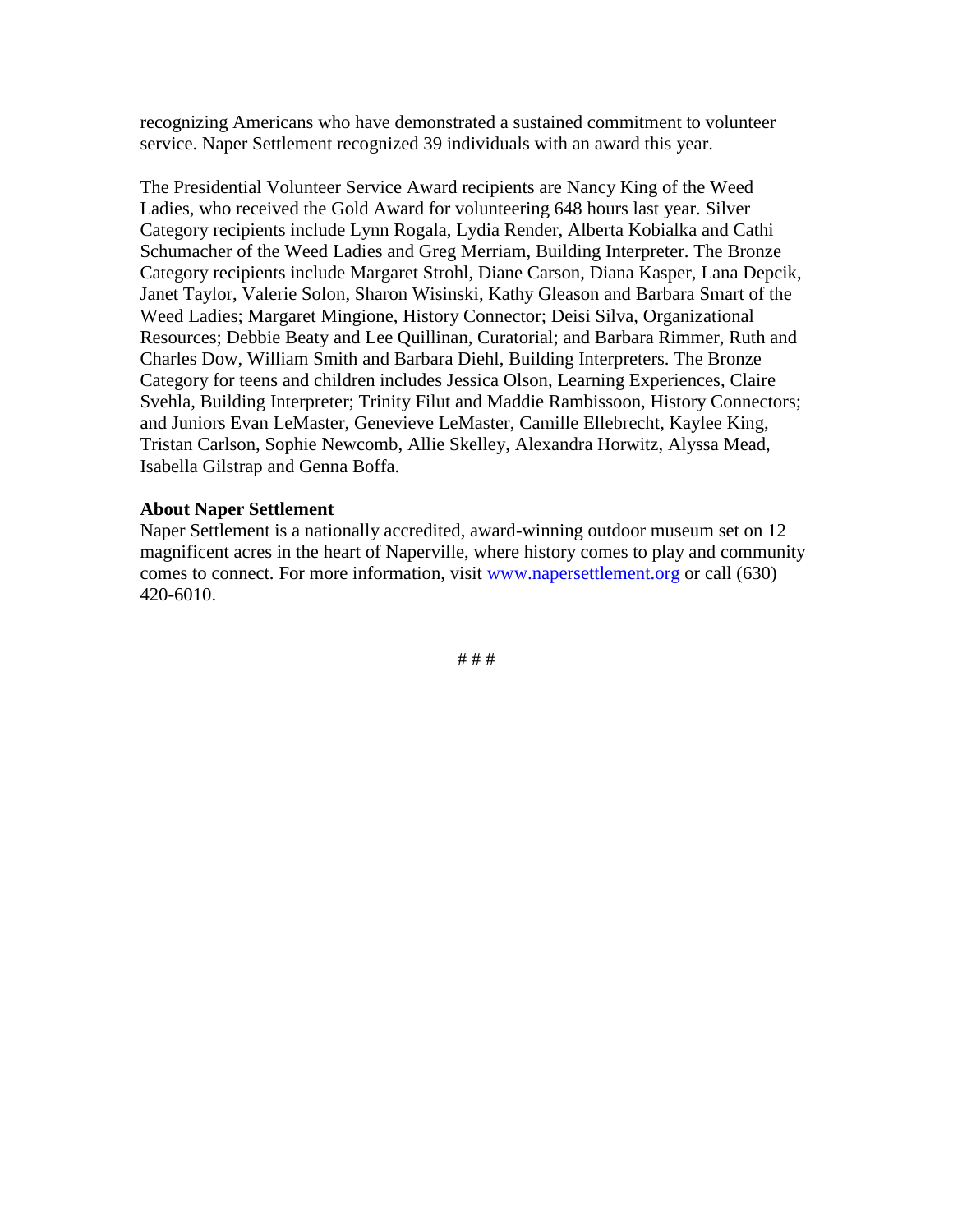recognizing Americans who have demonstrated a sustained commitment to volunteer service. Naper Settlement recognized 39 individuals with an award this year.

The Presidential Volunteer Service Award recipients are Nancy King of the Weed Ladies, who received the Gold Award for volunteering 648 hours last year. Silver Category recipients include Lynn Rogala, Lydia Render, Alberta Kobialka and Cathi Schumacher of the Weed Ladies and Greg Merriam, Building Interpreter. The Bronze Category recipients include Margaret Strohl, Diane Carson, Diana Kasper, Lana Depcik, Janet Taylor, Valerie Solon, Sharon Wisinski, Kathy Gleason and Barbara Smart of the Weed Ladies; Margaret Mingione, History Connector; Deisi Silva, Organizational Resources; Debbie Beaty and Lee Quillinan, Curatorial; and Barbara Rimmer, Ruth and Charles Dow, William Smith and Barbara Diehl, Building Interpreters. The Bronze Category for teens and children includes Jessica Olson, Learning Experiences, Claire Svehla, Building Interpreter; Trinity Filut and Maddie Rambissoon, History Connectors; and Juniors Evan LeMaster, Genevieve LeMaster, Camille Ellebrecht, Kaylee King, Tristan Carlson, Sophie Newcomb, Allie Skelley, Alexandra Horwitz, Alyssa Mead, Isabella Gilstrap and Genna Boffa.

**About Naper Settlement**
Naper Settlement is a nationally accredited, award-winning outdoor museum set on 12 magnificent acres in the heart of Naperville, where history comes to play and community comes to connect. For more information, visit www.napersettlement.org or call (630) 420-6010.

# # #